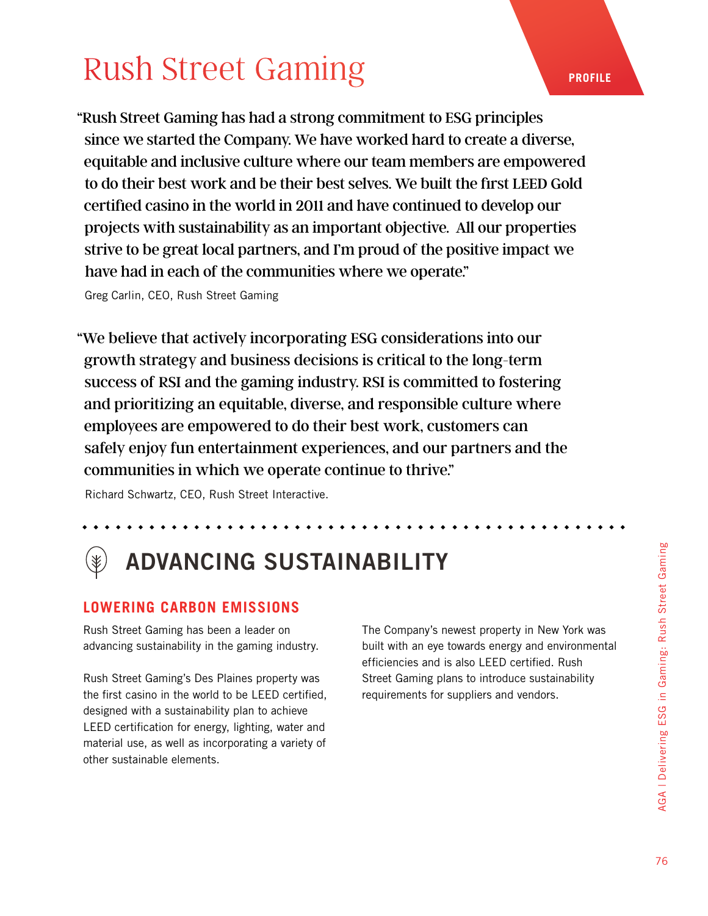# Rush Street Gaming

PROFILE

"Rush Street Gaming has had a strong commitment to ESG principles since we started the Company. We have worked hard to create a diverse, equitable and inclusive culture where our team members are empowered to do their best work and be their best selves. We built the first LEED Gold certified casino in the world in 2011 and have continued to develop our projects with sustainability as an important objective. All our properties strive to be great local partners, and I'm proud of the positive impact we have had in each of the communities where we operate."

Greg Carlin, CEO, Rush Street Gaming

"We believe that actively incorporating ESG considerations into our growth strategy and business decisions is critical to the long-term success of RSI and the gaming industry. RSI is committed to fostering and prioritizing an equitable, diverse, and responsible culture where employees are empowered to do their best work, customers can safely enjoy fun entertainment experiences, and our partners and the communities in which we operate continue to thrive."

Richard Schwartz, CEO, Rush Street Interactive.

## ADVANCING SUSTAINABILITY

### LOWERING CARBON EMISSIONS

Rush Street Gaming has been a leader on advancing sustainability in the gaming industry.

Rush Street Gaming's Des Plaines property was the first casino in the world to be LEED certified, designed with a sustainability plan to achieve LEED certification for energy, lighting, water and material use, as well as incorporating a variety of other sustainable elements.

The Company's newest property in New York was built with an eye towards energy and environmental efficiencies and is also LEED certified. Rush Street Gaming plans to introduce sustainability requirements for suppliers and vendors.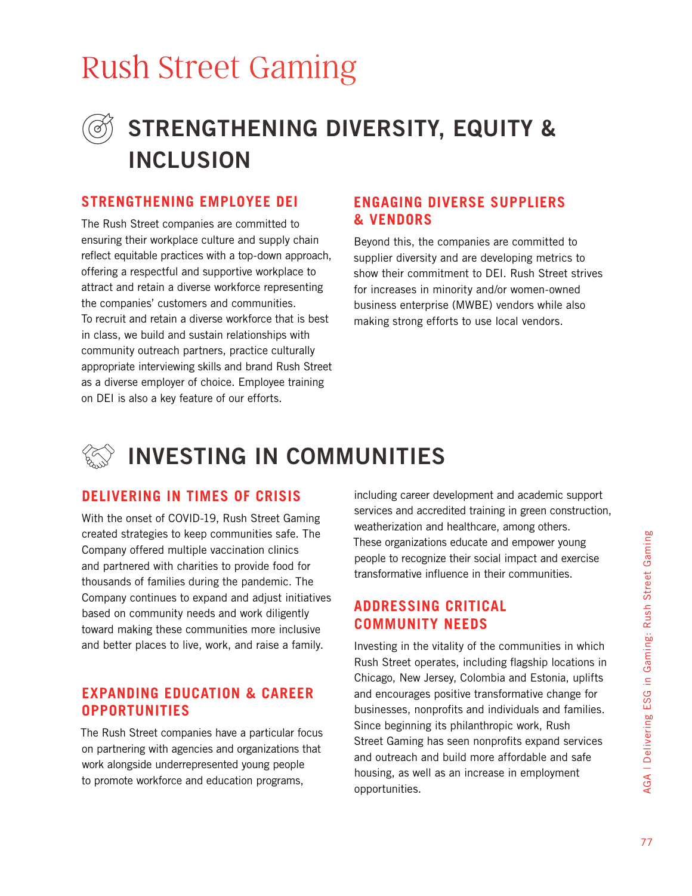# Rush Street Gaming

## STRENGTHENING DIVERSITY, EQUITY & INCLUSION

### STRENGTHENING EMPLOYEE DEI

The Rush Street companies are committed to ensuring their workplace culture and supply chain reflect equitable practices with a top-down approach, offering a respectful and supportive workplace to attract and retain a diverse workforce representing the companies' customers and communities. To recruit and retain a diverse workforce that is best in class, we build and sustain relationships with community outreach partners, practice culturally appropriate interviewing skills and brand Rush Street as a diverse employer of choice. Employee training on DEI is also a key feature of our efforts.

### ENGAGING DIVERSE SUPPLIERS & VENDORS

Beyond this, the companies are committed to supplier diversity and are developing metrics to show their commitment to DEI. Rush Street strives for increases in minority and/or women-owned business enterprise (MWBE) vendors while also making strong efforts to use local vendors.

## INVESTING IN COMMUNITIES

### DELIVERING IN TIMES OF CRISIS

With the onset of COVID-19, Rush Street Gaming created strategies to keep communities safe. The Company offered multiple vaccination clinics and partnered with charities to provide food for thousands of families during the pandemic. The Company continues to expand and adjust initiatives based on community needs and work diligently toward making these communities more inclusive and better places to live, work, and raise a family.

### EXPANDING EDUCATION & CAREER OPPORTUNITIES

The Rush Street companies have a particular focus on partnering with agencies and organizations that work alongside underrepresented young people to promote workforce and education programs, including career development and academic support services and accredited training in green construction, weatherization and healthcare, among others. These organizations educate and empower young people to recognize their social impact and exercise transformative influence in their communities.

### ADDRESSING CRITICAL COMMUNITY NEEDS

Investing in the vitality of the communities in which Rush Street operates, including flagship locations in Chicago, New Jersey, Colombia and Estonia, uplifts and encourages positive transformative change for businesses, nonprofits and individuals and families. Since beginning its philanthropic work, Rush Street Gaming has seen nonprofits expand services and outreach and build more affordable and safe housing, as well as an increase in employment opportunities.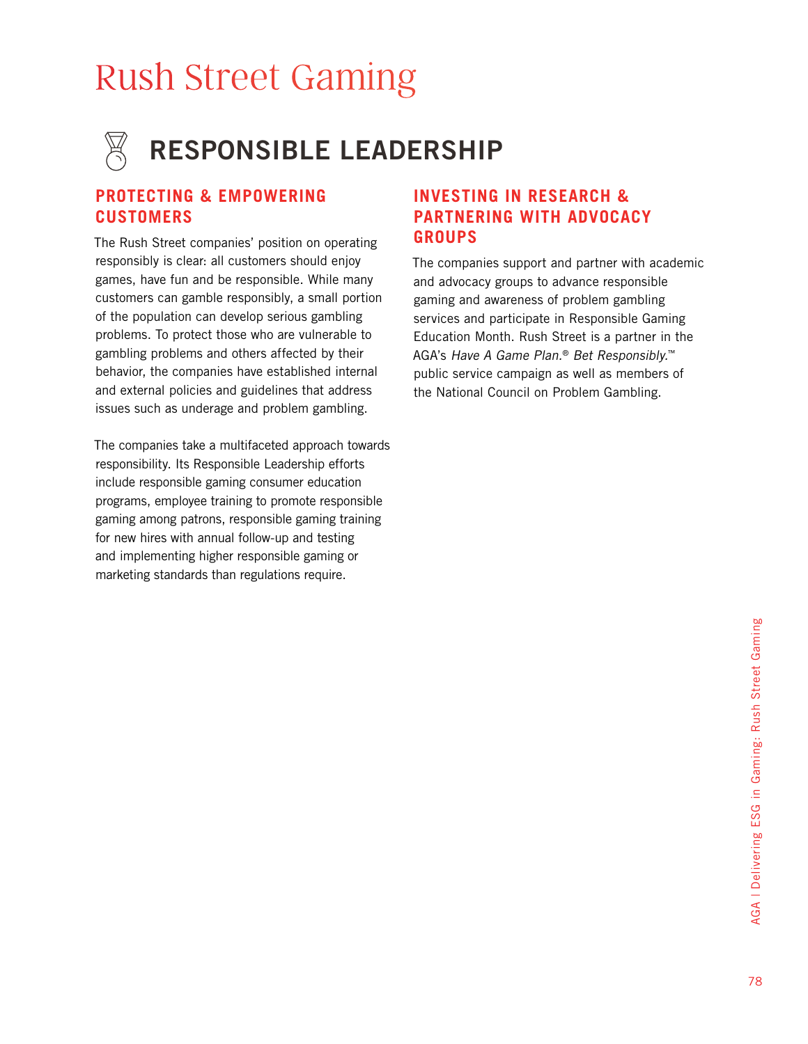# Rush Street Gaming

## RESPONSIBLE LEADERSHIP

### PROTECTING & EMPOWERING CUSTOMERS

The Rush Street companies' position on operating responsibly is clear: all customers should enjoy games, have fun and be responsible. While many customers can gamble responsibly, a small portion of the population can develop serious gambling problems. To protect those who are vulnerable to gambling problems and others affected by their behavior, the companies have established internal and external policies and guidelines that address issues such as underage and problem gambling.

The companies take a multifaceted approach towards responsibility. Its Responsible Leadership efforts include responsible gaming consumer education programs, employee training to promote responsible gaming among patrons, responsible gaming training for new hires with annual follow-up and testing and implementing higher responsible gaming or marketing standards than regulations require.

### INVESTING IN RESEARCH & PARTNERING WITH ADVOCACY GROUPS

The companies support and partner with academic and advocacy groups to advance responsible gaming and awareness of problem gambling services and participate in Responsible Gaming Education Month. Rush Street is a partner in the AGA's *Have A Game Plan.® Bet Responsibly.™* public service campaign as well as members of the National Council on Problem Gambling.